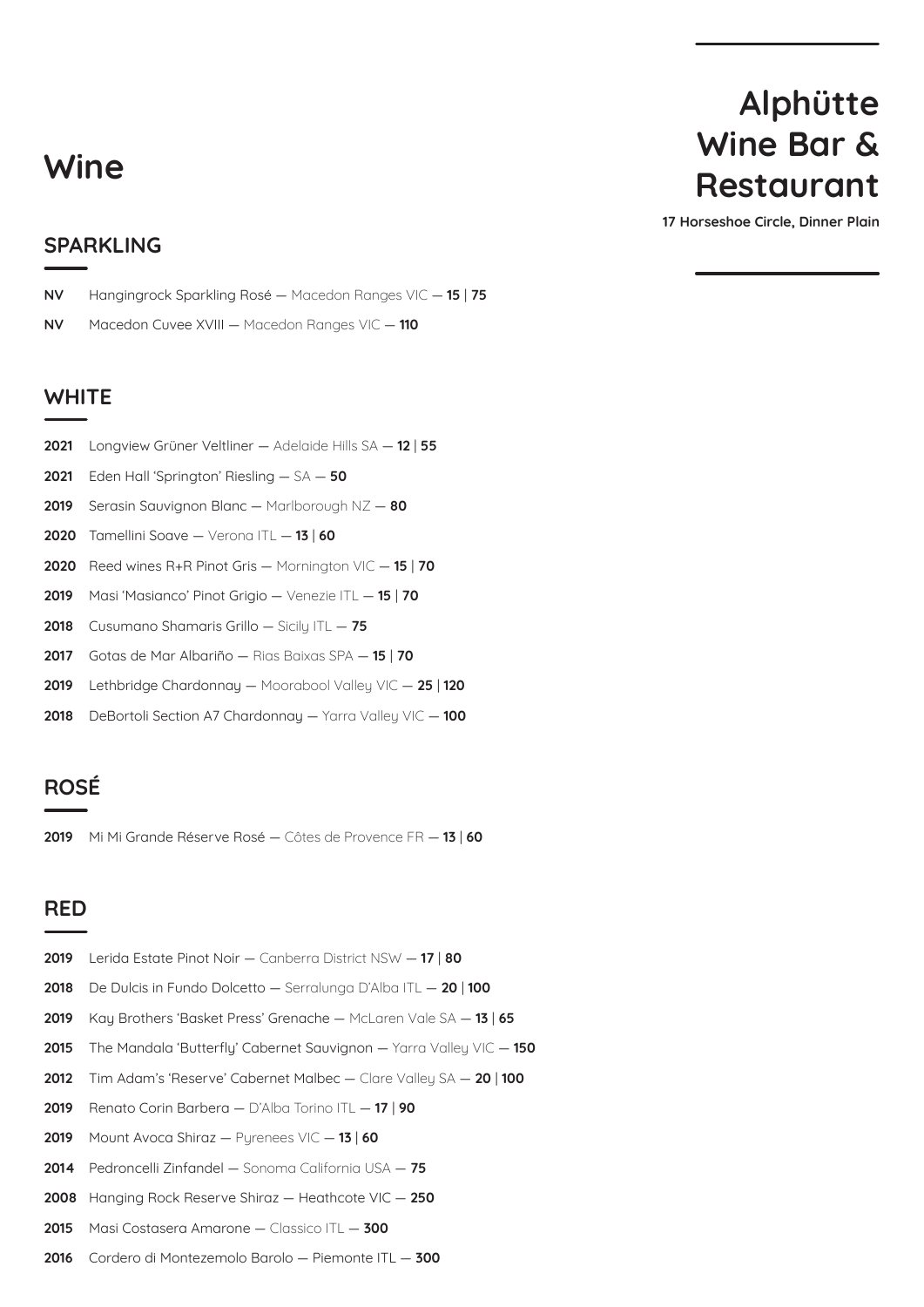# Alphütte Wine Bar & Restaurant

**17 Horseshoe Circle, Dinner Plain**

# Wine

## SPARKLING

**NV** Hangingrock Sparkling Rosé — Macedon Ranges VIC — **15** | **75**

**NV** Macedon Cuvee XVIII — Macedon Ranges VIC — **110**

## WHITE

**2021** Longview Grüner Veltliner — Adelaide Hills SA — **12** | **55**

**2021** Eden Hall 'Springton' Riesling — SA — **50**

**2019** Serasin Sauvignon Blanc — Marlborough NZ — **80**

**2020** Tamellini Soave — Verona ITL — **13** | **60**

**2020** Reed wines R+R Pinot Gris — Mornington VIC — **15** | **70**

**2019** Masi 'Masianco' Pinot Grigio — Venezie ITL — **15** | **70**

**2018** Cusumano Shamaris Grillo — Sicily ITL — **75**

**2017** Gotas de Mar Albariño — Rias Baixas SPA — **15** | **70**

**2019** Lethbridge Chardonnay — Moorabool Valley VIC — **25** | **120**

**2018** DeBortoli Section A7 Chardonnay — Yarra Valley VIC — **100**

## ROSÉ

**2019** Mi Mi Grande Réserve Rosé — Côtes de Provence FR — **13** | **60**

## RED

**2019** Lerida Estate Pinot Noir — Canberra District NSW — **17** | **80**

**2018** De Dulcis in Fundo Dolcetto — Serralunga D'Alba ITL — **20** | **100**

**2019** Kay Brothers 'Basket Press' Grenache — McLaren Vale SA — **13** | **65**

**2015** The Mandala 'Butterfly' Cabernet Sauvignon — Yarra Valley VIC — **150**

**2012** Tim Adam's 'Reserve' Cabernet Malbec — Clare Valley SA — **20** | **100**

**2019** Renato Corin Barbera — D'Alba Torino ITL — **17** | **90**

**2019** Mount Avoca Shiraz — Pyrenees VIC — **13** | **60**

**2014** Pedroncelli Zinfandel — Sonoma California USA — **75**

**2008** Hanging Rock Reserve Shiraz — Heathcote VIC — **250**

**2015** Masi Costasera Amarone — Classico ITL — **300**

**2016** Cordero di Montezemolo Barolo — Piemonte ITL — **300**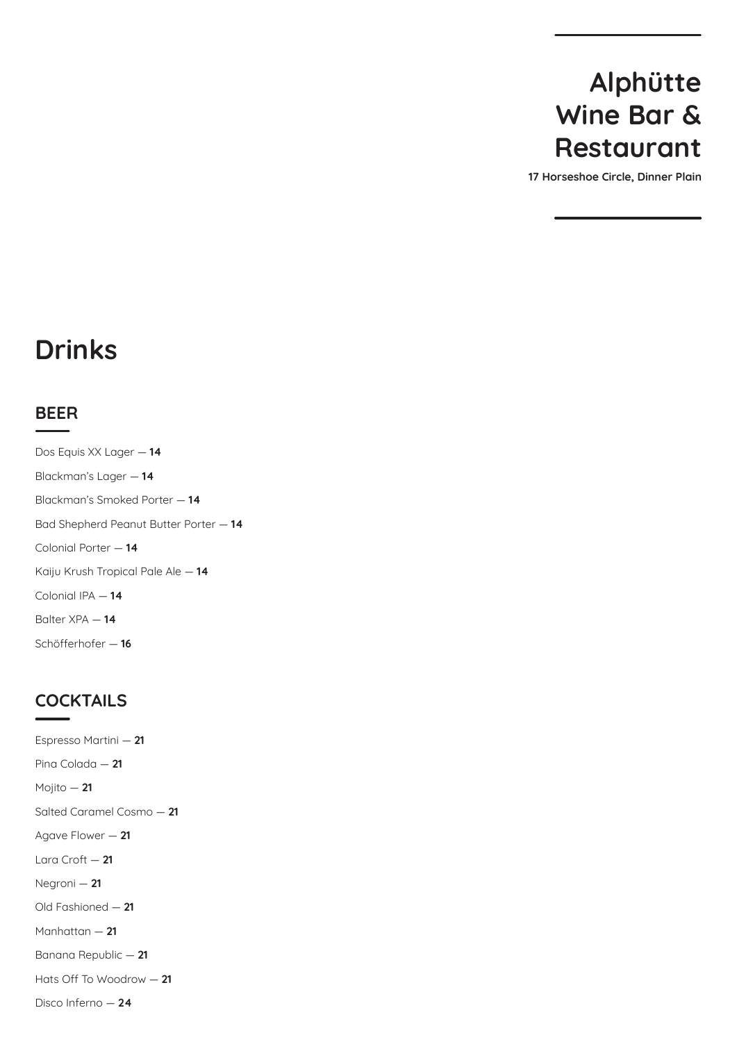# Alphütte Wine Bar & Restaurant

**17 Horseshoe Circle, Dinner Plain**

## Drinks

### BEER

Dos Equis XX Lager — **14**

Blackman's Lager — **14**

Blackman's Smoked Porter — **14**

Bad Shepherd Peanut Butter Porter — **14**

Colonial Porter — **14**

Kaiju Krush Tropical Pale Ale — **14**

Colonial IPA — **14**

Balter XPA — **14**

Schöfferhofer — **16**

### COCKTAILS

Espresso Martini — **21**

Pina Colada — **21**

Mojito — **21**

Salted Caramel Cosmo — **21**

Agave Flower — **21**

Lara Croft — **21**

Negroni — **21**

Old Fashioned — **21**

Manhattan — **21**

Banana Republic — **21**

Hats Off To Woodrow — **21**

Disco Inferno — **24**